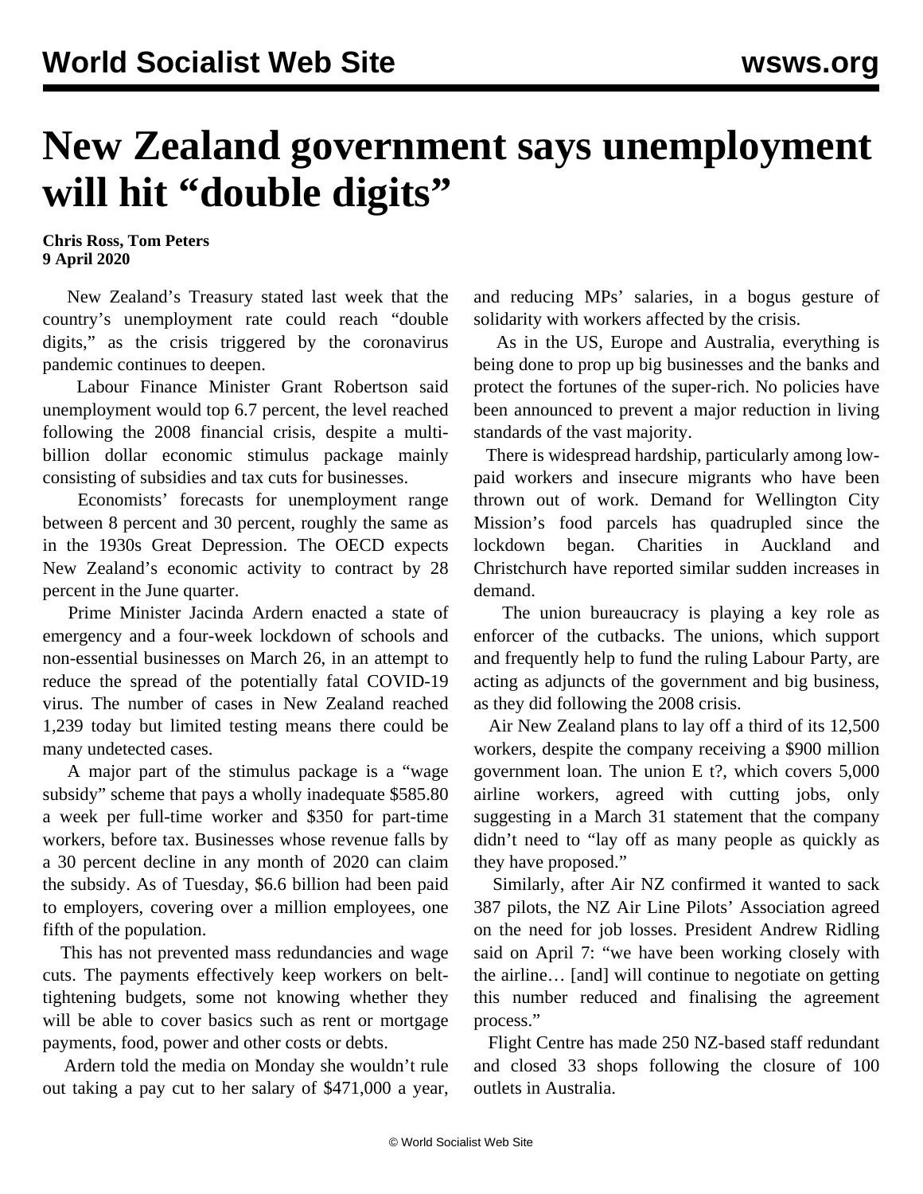# New Zealand government says unemployment will hit "double digits"

**Chris Ross, Tom Peters**
**9 April 2020**

New Zealand's Treasury stated last week that the country's unemployment rate could reach "double digits," as the crisis triggered by the coronavirus pandemic continues to deepen.

Labour Finance Minister Grant Robertson said unemployment would top 6.7 percent, the level reached following the 2008 financial crisis, despite a multi-billion dollar economic stimulus package mainly consisting of subsidies and tax cuts for businesses.

Economists' forecasts for unemployment range between 8 percent and 30 percent, roughly the same as in the 1930s Great Depression. The OECD expects New Zealand's economic activity to contract by 28 percent in the June quarter.

Prime Minister Jacinda Ardern enacted a state of emergency and a four-week lockdown of schools and non-essential businesses on March 26, in an attempt to reduce the spread of the potentially fatal COVID-19 virus. The number of cases in New Zealand reached 1,239 today but limited testing means there could be many undetected cases.

A major part of the stimulus package is a "wage subsidy" scheme that pays a wholly inadequate $585.80 a week per full-time worker and $350 for part-time workers, before tax. Businesses whose revenue falls by a 30 percent decline in any month of 2020 can claim the subsidy. As of Tuesday, $6.6 billion had been paid to employers, covering over a million employees, one fifth of the population.

This has not prevented mass redundancies and wage cuts. The payments effectively keep workers on belt-tightening budgets, some not knowing whether they will be able to cover basics such as rent or mortgage payments, food, power and other costs or debts.

Ardern told the media on Monday she wouldn't rule out taking a pay cut to her salary of $471,000 a year, and reducing MPs' salaries, in a bogus gesture of solidarity with workers affected by the crisis.

As in the US, Europe and Australia, everything is being done to prop up big businesses and the banks and protect the fortunes of the super-rich. No policies have been announced to prevent a major reduction in living standards of the vast majority.

There is widespread hardship, particularly among low-paid workers and insecure migrants who have been thrown out of work. Demand for Wellington City Mission's food parcels has quadrupled since the lockdown began. Charities in Auckland and Christchurch have reported similar sudden increases in demand.

The union bureaucracy is playing a key role as enforcer of the cutbacks. The unions, which support and frequently help to fund the ruling Labour Party, are acting as adjuncts of the government and big business, as they did following the 2008 crisis.

Air New Zealand plans to lay off a third of its 12,500 workers, despite the company receiving a $900 million government loan. The union E t?, which covers 5,000 airline workers, agreed with cutting jobs, only suggesting in a March 31 statement that the company didn't need to "lay off as many people as quickly as they have proposed."

Similarly, after Air NZ confirmed it wanted to sack 387 pilots, the NZ Air Line Pilots' Association agreed on the need for job losses. President Andrew Ridling said on April 7: "we have been working closely with the airline… [and] will continue to negotiate on getting this number reduced and finalising the agreement process."

Flight Centre has made 250 NZ-based staff redundant and closed 33 shops following the closure of 100 outlets in Australia.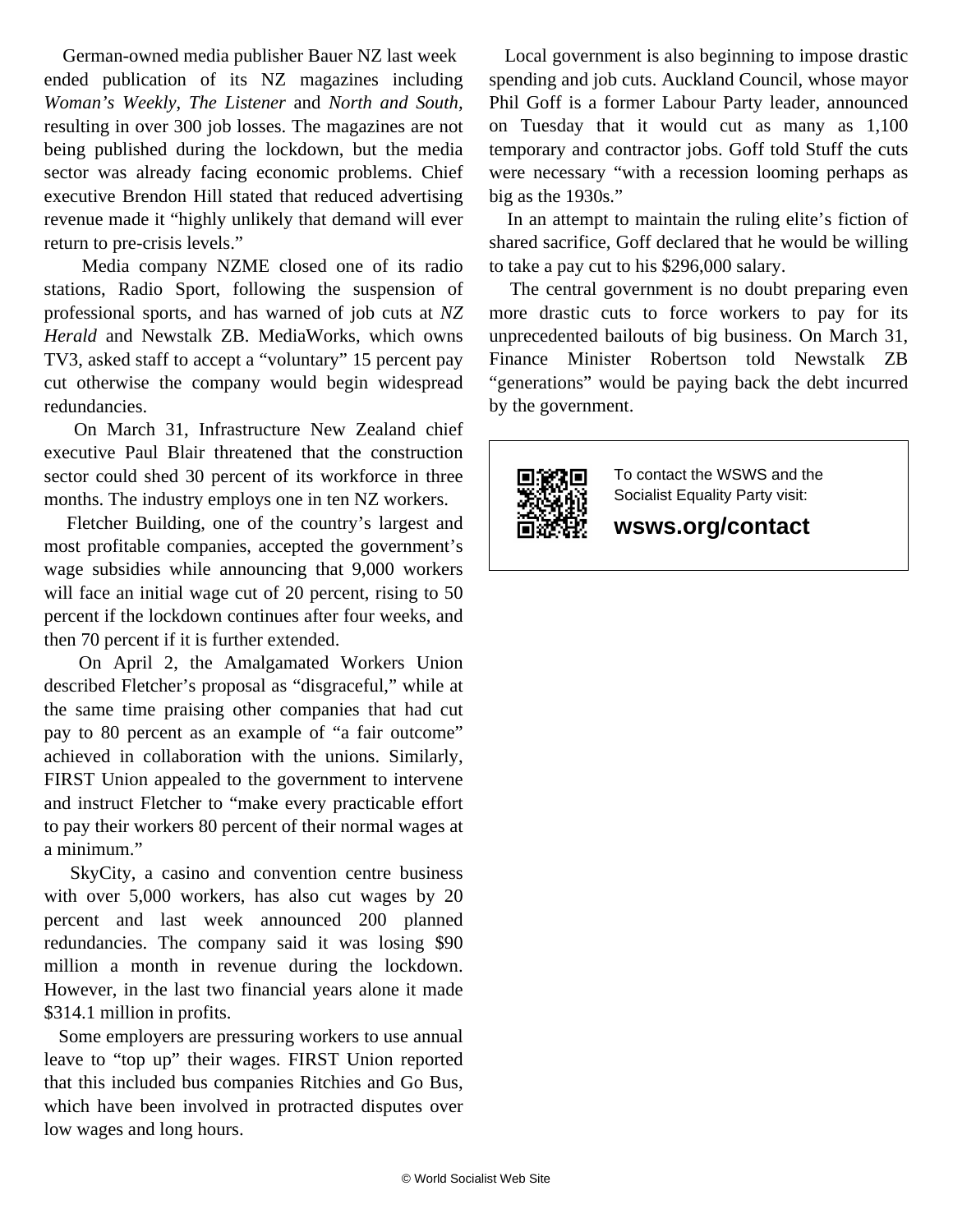German-owned media publisher Bauer NZ last week ended publication of its NZ magazines including *Woman's Weekly*, *The Listener* and *North and South*, resulting in over 300 job losses. The magazines are not being published during the lockdown, but the media sector was already facing economic problems. Chief executive Brendon Hill stated that reduced advertising revenue made it "highly unlikely that demand will ever return to pre-crisis levels."

Media company NZME closed one of its radio stations, Radio Sport, following the suspension of professional sports, and has warned of job cuts at *NZ Herald* and Newstalk ZB. MediaWorks, which owns TV3, asked staff to accept a "voluntary" 15 percent pay cut otherwise the company would begin widespread redundancies.

On March 31, Infrastructure New Zealand chief executive Paul Blair threatened that the construction sector could shed 30 percent of its workforce in three months. The industry employs one in ten NZ workers.

Fletcher Building, one of the country's largest and most profitable companies, accepted the government's wage subsidies while announcing that 9,000 workers will face an initial wage cut of 20 percent, rising to 50 percent if the lockdown continues after four weeks, and then 70 percent if it is further extended.

On April 2, the Amalgamated Workers Union described Fletcher's proposal as "disgraceful," while at the same time praising other companies that had cut pay to 80 percent as an example of "a fair outcome" achieved in collaboration with the unions. Similarly, FIRST Union appealed to the government to intervene and instruct Fletcher to "make every practicable effort to pay their workers 80 percent of their normal wages at a minimum."

SkyCity, a casino and convention centre business with over 5,000 workers, has also cut wages by 20 percent and last week announced 200 planned redundancies. The company said it was losing $90 million a month in revenue during the lockdown. However, in the last two financial years alone it made $314.1 million in profits.

Some employers are pressuring workers to use annual leave to "top up" their wages. FIRST Union reported that this included bus companies Ritchies and Go Bus, which have been involved in protracted disputes over low wages and long hours.

Local government is also beginning to impose drastic spending and job cuts. Auckland Council, whose mayor Phil Goff is a former Labour Party leader, announced on Tuesday that it would cut as many as 1,100 temporary and contractor jobs. Goff told Stuff the cuts were necessary "with a recession looming perhaps as big as the 1930s."

In an attempt to maintain the ruling elite's fiction of shared sacrifice, Goff declared that he would be willing to take a pay cut to his $296,000 salary.

The central government is no doubt preparing even more drastic cuts to force workers to pay for its unprecedented bailouts of big business. On March 31, Finance Minister Robertson told Newstalk ZB "generations" would be paying back the debt incurred by the government.

To contact the WSWS and the Socialist Equality Party visit:

**wsws.org/contact**